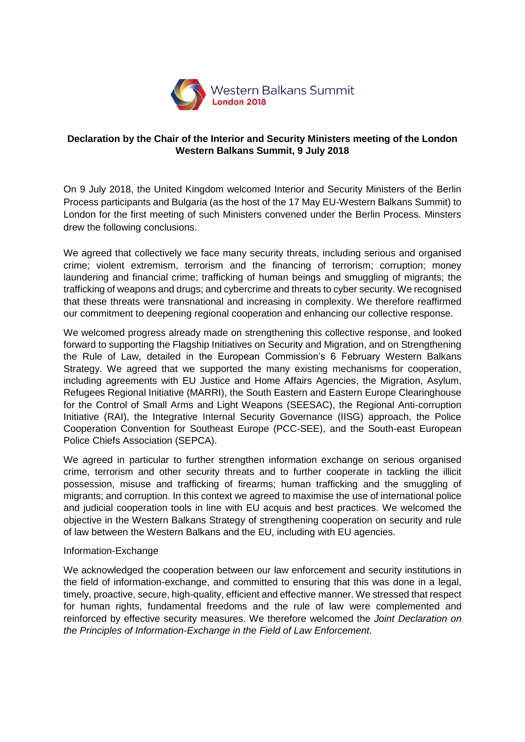Western Balkans Summit
London 2018

**Declaration by the Chair of the Interior and Security Ministers meeting of the London Western Balkans Summit, 9 July 2018**

On 9 July 2018, the United Kingdom welcomed Interior and Security Ministers of the Berlin Process participants and Bulgaria (as the host of the 17 May EU-Western Balkans Summit) to London for the first meeting of such Ministers convened under the Berlin Process. Minsters drew the following conclusions.

We agreed that collectively we face many security threats, including serious and organised crime; violent extremism, terrorism and the financing of terrorism; corruption; money laundering and financial crime; trafficking of human beings and smuggling of migrants; the trafficking of weapons and drugs; and cybercrime and threats to cyber security. We recognised that these threats were transnational and increasing in complexity. We therefore reaffirmed our commitment to deepening regional cooperation and enhancing our collective response.

We welcomed progress already made on strengthening this collective response, and looked forward to supporting the Flagship Initiatives on Security and Migration, and on Strengthening the Rule of Law, detailed in the European Commission's 6 February Western Balkans Strategy. We agreed that we supported the many existing mechanisms for cooperation, including agreements with EU Justice and Home Affairs Agencies, the Migration, Asylum, Refugees Regional Initiative (MARRI), the South Eastern and Eastern Europe Clearinghouse for the Control of Small Arms and Light Weapons (SEESAC), the Regional Anti-corruption Initiative (RAI), the Integrative Internal Security Governance (IISG) approach, the Police Cooperation Convention for Southeast Europe (PCC-SEE), and the South-east European Police Chiefs Association (SEPCA).

We agreed in particular to further strengthen information exchange on serious organised crime, terrorism and other security threats and to further cooperate in tackling the illicit possession, misuse and trafficking of firearms; human trafficking and the smuggling of migrants; and corruption. In this context we agreed to maximise the use of international police and judicial cooperation tools in line with EU acquis and best practices. We welcomed the objective in the Western Balkans Strategy of strengthening cooperation on security and rule of law between the Western Balkans and the EU, including with EU agencies.

Information-Exchange

We acknowledged the cooperation between our law enforcement and security institutions in the field of information-exchange, and committed to ensuring that this was done in a legal, timely, proactive, secure, high-quality, efficient and effective manner. We stressed that respect for human rights, fundamental freedoms and the rule of law were complemented and reinforced by effective security measures. We therefore welcomed the *Joint Declaration on the Principles of Information-Exchange in the Field of Law Enforcement*.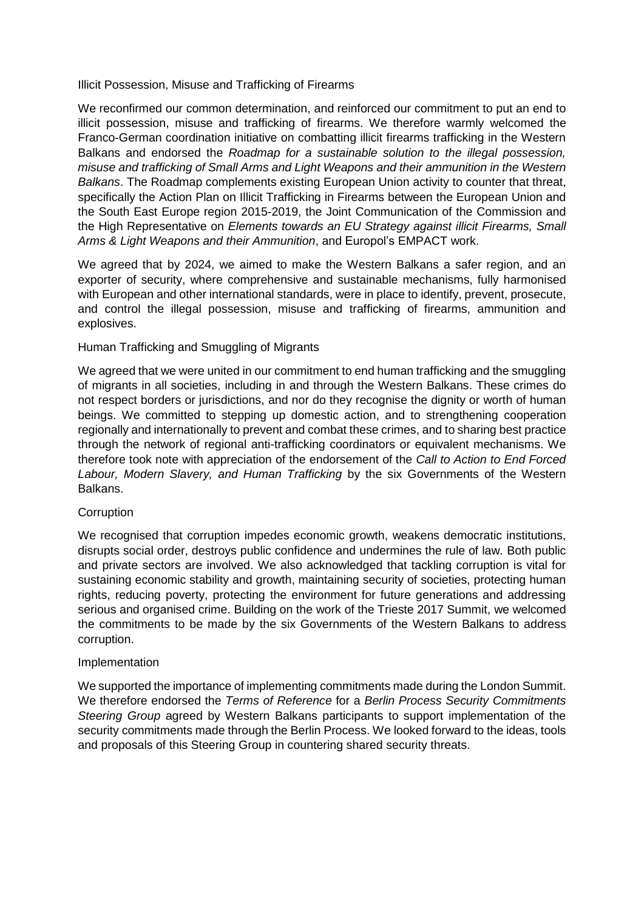## Illicit Possession, Misuse and Trafficking of Firearms

We reconfirmed our common determination, and reinforced our commitment to put an end to illicit possession, misuse and trafficking of firearms. We therefore warmly welcomed the Franco-German coordination initiative on combatting illicit firearms trafficking in the Western Balkans and endorsed the *Roadmap for a sustainable solution to the illegal possession, misuse and trafficking of Small Arms and Light Weapons and their ammunition in the Western Balkans*. The Roadmap complements existing European Union activity to counter that threat, specifically the Action Plan on Illicit Trafficking in Firearms between the European Union and the South East Europe region 2015-2019, the Joint Communication of the Commission and the High Representative on *Elements towards an EU Strategy against illicit Firearms, Small Arms & Light Weapons and their Ammunition*, and Europol's EMPACT work.

We agreed that by 2024, we aimed to make the Western Balkans a safer region, and an exporter of security, where comprehensive and sustainable mechanisms, fully harmonised with European and other international standards, were in place to identify, prevent, prosecute, and control the illegal possession, misuse and trafficking of firearms, ammunition and explosives.

## Human Trafficking and Smuggling of Migrants

We agreed that we were united in our commitment to end human trafficking and the smuggling of migrants in all societies, including in and through the Western Balkans. These crimes do not respect borders or jurisdictions, and nor do they recognise the dignity or worth of human beings. We committed to stepping up domestic action, and to strengthening cooperation regionally and internationally to prevent and combat these crimes, and to sharing best practice through the network of regional anti-trafficking coordinators or equivalent mechanisms. We therefore took note with appreciation of the endorsement of the *Call to Action to End Forced Labour, Modern Slavery, and Human Trafficking* by the six Governments of the Western Balkans.

## Corruption

We recognised that corruption impedes economic growth, weakens democratic institutions, disrupts social order, destroys public confidence and undermines the rule of law. Both public and private sectors are involved. We also acknowledged that tackling corruption is vital for sustaining economic stability and growth, maintaining security of societies, protecting human rights, reducing poverty, protecting the environment for future generations and addressing serious and organised crime. Building on the work of the Trieste 2017 Summit, we welcomed the commitments to be made by the six Governments of the Western Balkans to address corruption.

## Implementation

We supported the importance of implementing commitments made during the London Summit. We therefore endorsed the *Terms of Reference* for a *Berlin Process Security Commitments Steering Group* agreed by Western Balkans participants to support implementation of the security commitments made through the Berlin Process. We looked forward to the ideas, tools and proposals of this Steering Group in countering shared security threats.